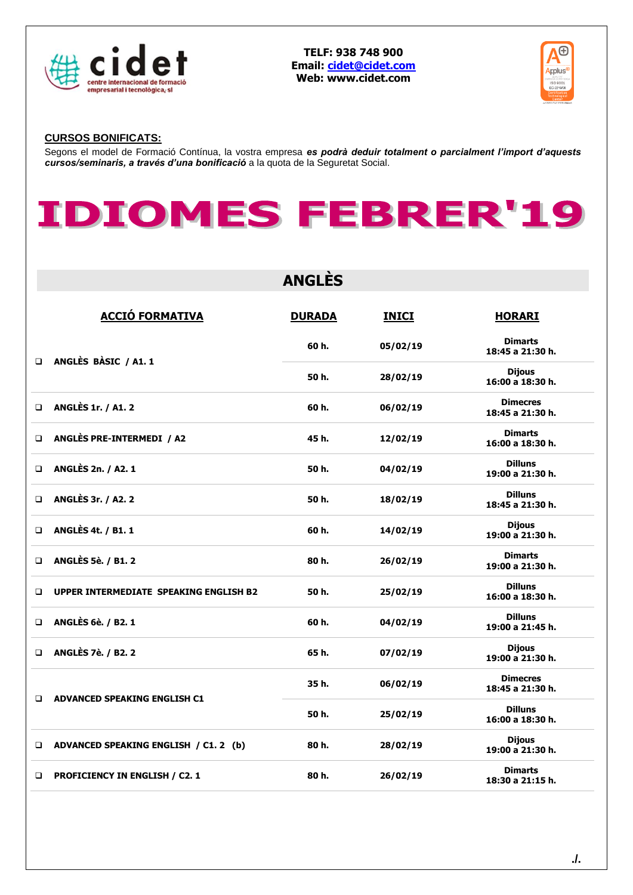**TELF: 938 748 900**
**Email: cidet@cidet.com**
**Web: www.cidet.com**

**CURSOS BONIFICATS:**

Segons el model de Formació Contínua, la vostra empresa ***es podrà deduir totalment o parcialment l'import d'aquests cursos/seminaris, a través d'una bonificació*** a la quota de la Seguretat Social.

# IDIOMES FEBRER'19

## ANGLÈS

| ACCIÓ FORMATIVA | DURADA | INICI | HORARI |
|---|---|---|---|
| ❑ ANGLÈS BÀSIC / A1. 1 | 60 h. | 05/02/19 | Dimarts 18:45 a 21:30 h. |
| | 50 h. | 28/02/19 | Dijous 16:00 a 18:30 h. |
| ❑ ANGLÈS 1r. / A1. 2 | 60 h. | 06/02/19 | Dimecres 18:45 a 21:30 h. |
| ❑ ANGLÈS PRE-INTERMEDI / A2 | 45 h. | 12/02/19 | Dimarts 16:00 a 18:30 h. |
| ❑ ANGLÈS 2n. / A2. 1 | 50 h. | 04/02/19 | Dilluns 19:00 a 21:30 h. |
| ❑ ANGLÈS 3r. / A2. 2 | 50 h. | 18/02/19 | Dilluns 18:45 a 21:30 h. |
| ❑ ANGLÈS 4t. / B1. 1 | 60 h. | 14/02/19 | Dijous 19:00 a 21:30 h. |
| ❑ ANGLÈS 5è. / B1. 2 | 80 h. | 26/02/19 | Dimarts 19:00 a 21:30 h. |
| ❑ UPPER INTERMEDIATE SPEAKING ENGLISH B2 | 50 h. | 25/02/19 | Dilluns 16:00 a 18:30 h. |
| ❑ ANGLÈS 6è. / B2. 1 | 60 h. | 04/02/19 | Dilluns 19:00 a 21:45 h. |
| ❑ ANGLÈS 7è. / B2. 2 | 65 h. | 07/02/19 | Dijous 19:00 a 21:30 h. |
| ❑ ADVANCED SPEAKING ENGLISH C1 | 35 h. | 06/02/19 | Dimecres 18:45 a 21:30 h. |
| | 50 h. | 25/02/19 | Dilluns 16:00 a 18:30 h. |
| ❑ ADVANCED SPEAKING ENGLISH / C1. 2 (b) | 80 h. | 28/02/19 | Dijous 19:00 a 21:30 h. |
| ❑ PROFICIENCY IN ENGLISH / C2. 1 | 80 h. | 26/02/19 | Dimarts 18:30 a 21:15 h. |

./.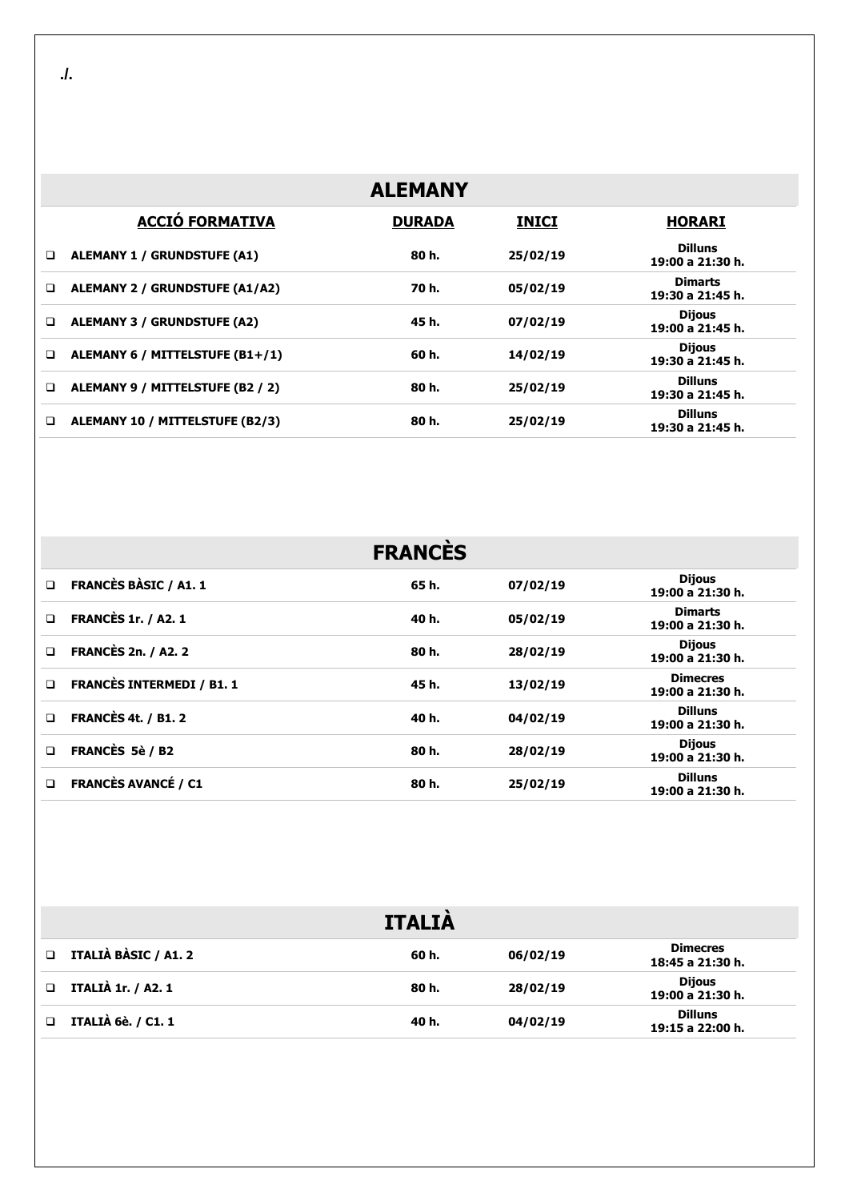./.

## ALEMANY

| ACCIÓ FORMATIVA | DURADA | INICI | HORARI |
|---|---|---|---|
| ❑ **ALEMANY 1 / GRUNDSTUFE (A1)** | **80 h.** | **25/02/19** | **Dilluns 19:00 a 21:30 h.** |
| ❑ **ALEMANY 2 / GRUNDSTUFE (A1/A2)** | **70 h.** | **05/02/19** | **Dimarts 19:30 a 21:45 h.** |
| ❑ **ALEMANY 3 / GRUNDSTUFE (A2)** | **45 h.** | **07/02/19** | **Dijous 19:00 a 21:45 h.** |
| ❑ **ALEMANY 6 / MITTELSTUFE (B1+/1)** | **60 h.** | **14/02/19** | **Dijous 19:30 a 21:45 h.** |
| ❑ **ALEMANY 9 / MITTELSTUFE (B2 / 2)** | **80 h.** | **25/02/19** | **Dilluns 19:30 a 21:45 h.** |
| ❑ **ALEMANY 10 / MITTELSTUFE (B2/3)** | **80 h.** | **25/02/19** | **Dilluns 19:30 a 21:45 h.** |

## FRANCÈS

| | | | |
|---|---|---|---|
| ❑ **FRANCÈS BÀSIC / A1. 1** | **65 h.** | **07/02/19** | **Dijous 19:00 a 21:30 h.** |
| ❑ **FRANCÈS 1r. / A2. 1** | **40 h.** | **05/02/19** | **Dimarts 19:00 a 21:30 h.** |
| ❑ **FRANCÈS 2n. / A2. 2** | **80 h.** | **28/02/19** | **Dijous 19:00 a 21:30 h.** |
| ❑ **FRANCÈS INTERMEDI / B1. 1** | **45 h.** | **13/02/19** | **Dimecres 19:00 a 21:30 h.** |
| ❑ **FRANCÈS 4t. / B1. 2** | **40 h.** | **04/02/19** | **Dilluns 19:00 a 21:30 h.** |
| ❑ **FRANCÈS 5è / B2** | **80 h.** | **28/02/19** | **Dijous 19:00 a 21:30 h.** |
| ❑ **FRANCÈS AVANCÉ / C1** | **80 h.** | **25/02/19** | **Dilluns 19:00 a 21:30 h.** |

## ITALIÀ

| | | | |
|---|---|---|---|
| ❑ **ITALIÀ BÀSIC / A1. 2** | **60 h.** | **06/02/19** | **Dimecres 18:45 a 21:30 h.** |
| ❑ **ITALIÀ 1r. / A2. 1** | **80 h.** | **28/02/19** | **Dijous 19:00 a 21:30 h.** |
| ❑ **ITALIÀ 6è. / C1. 1** | **40 h.** | **04/02/19** | **Dilluns 19:15 a 22:00 h.** |